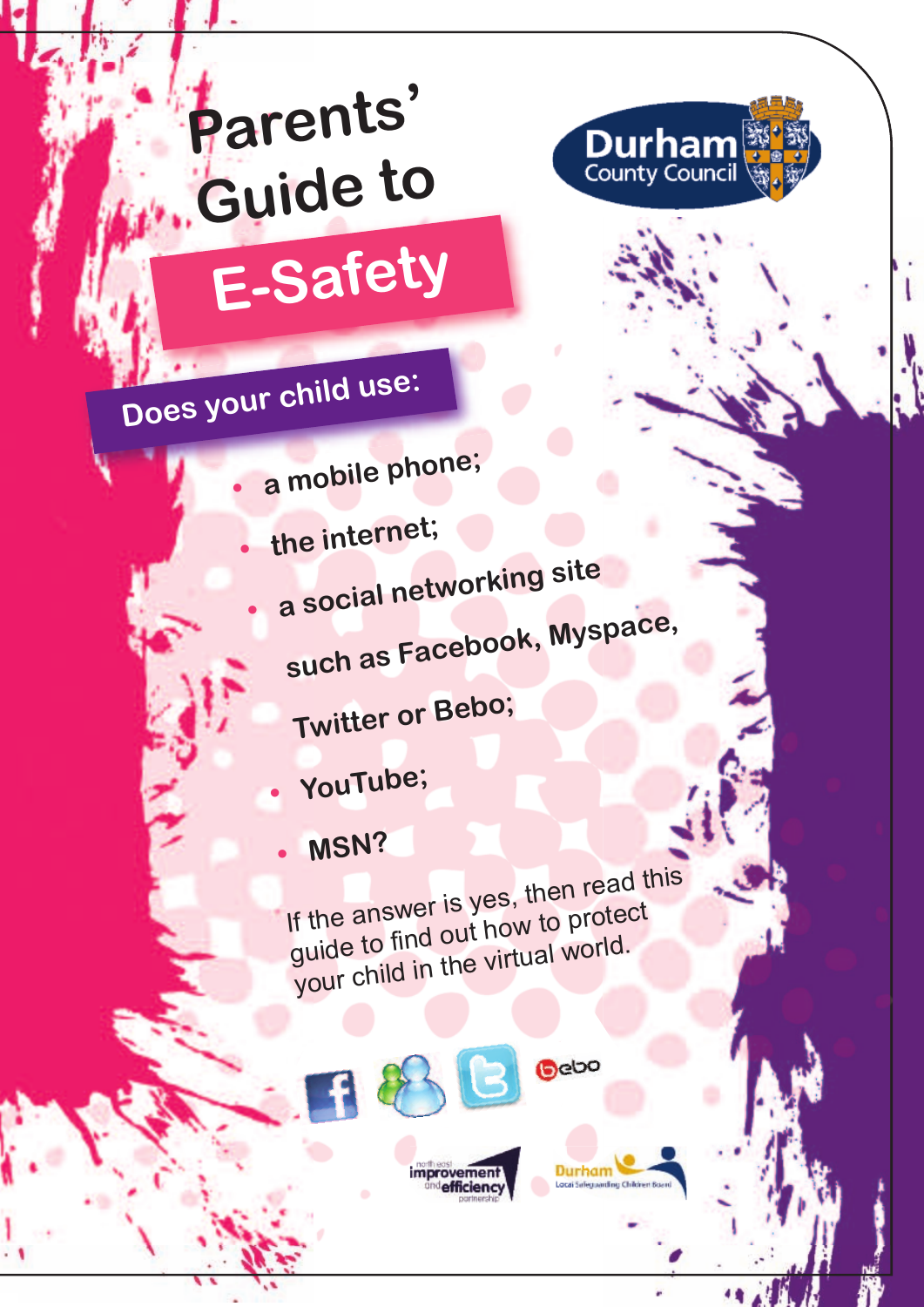# Parents' Guide to E-Safety

Durham County Council

## Does your child use:

- a mobile phone;
- the internet;
- a social networking site such as Facebook, Myspace, Twitter or Bebo;
- YouTube;
- MSN?

If the answer is yes, then read this guide to find out how to protect your child in the virtual world.

bebo

north east improvement and efficiency partnership

Durham Local Safeguarding Children Board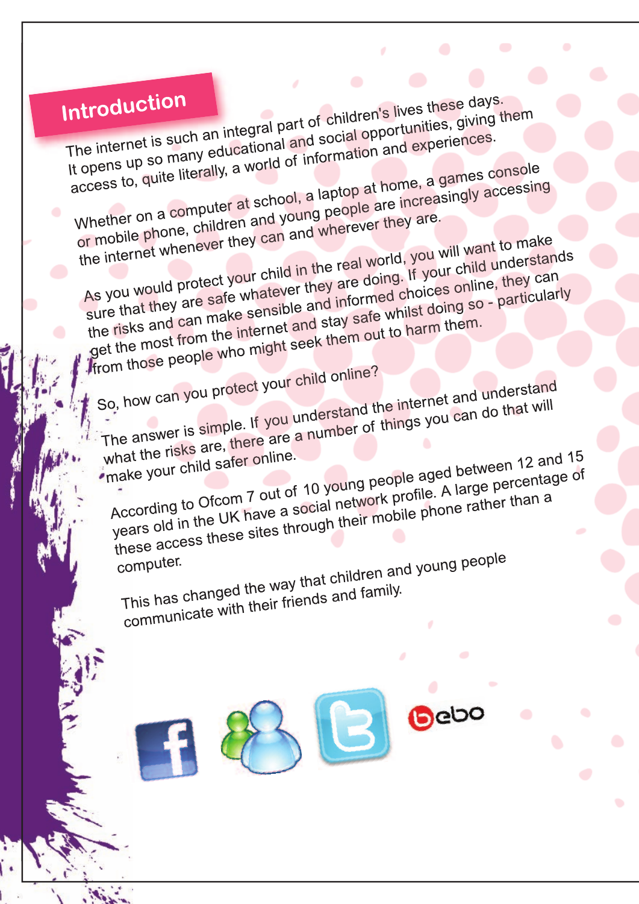## Introduction

The internet is such an integral part of children's lives these days. It opens up so many educational and social opportunities, giving them access to, quite literally, a world of information and experiences.

Whether on a computer at school, a laptop at home, a games console or mobile phone, children and young people are increasingly accessing the internet whenever they can and wherever they are.

As you would protect your child in the real world, you will want to make sure that they are safe whatever they are doing. If your child understands the risks and can make sensible and informed choices online, they can get the most from the internet and stay safe whilst doing so - particularly from those people who might seek them out to harm them.

So, how can you protect your child online?

The answer is simple. If you understand the internet and understand what the risks are, there are a number of things you can do that will make your child safer online.

According to Ofcom 7 out of 10 young people aged between 12 and 15 years old in the UK have a social network profile. A large percentage of these access these sites through their mobile phone rather than a computer.

This has changed the way that children and young people communicate with their friends and family.

bebo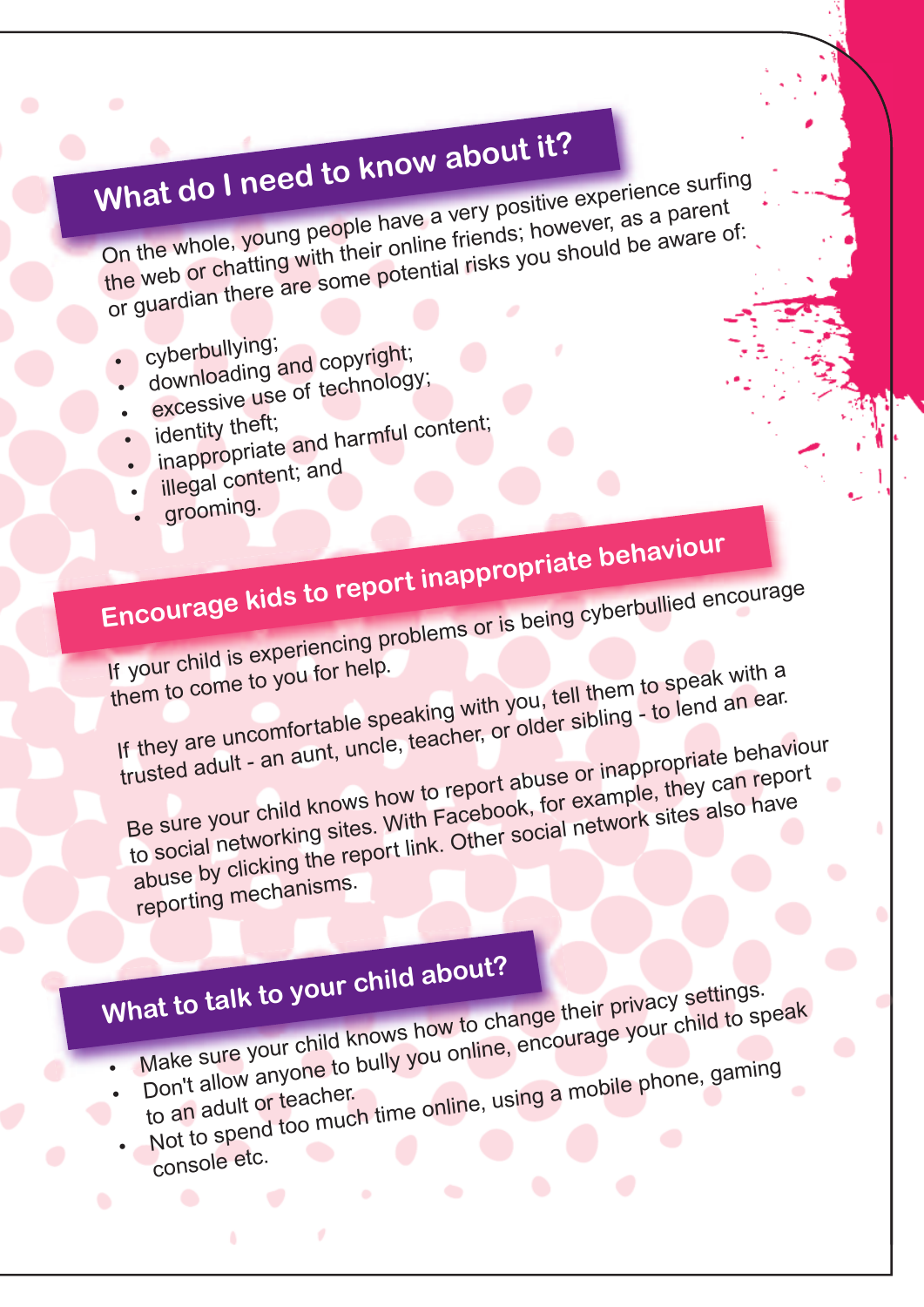## What do I need to know about it?

On the whole, young people have a very positive experience surfing the web or chatting with their online friends; however, as a parent or guardian there are some potential risks you should be aware of:

- cyberbullying;
- downloading and copyright;
- excessive use of technology;
- identity theft;
- inappropriate and harmful content;
- illegal content; and
- grooming.

## Encourage kids to report inappropriate behaviour

If your child is experiencing problems or is being cyberbullied encourage them to come to you for help.

If they are uncomfortable speaking with you, tell them to speak with a trusted adult - an aunt, uncle, teacher, or older sibling - to lend an ear.

Be sure your child knows how to report abuse or inappropriate behaviour to social networking sites. With Facebook, for example, they can report abuse by clicking the report link. Other social network sites also have reporting mechanisms.

## What to talk to your child about?

- Make sure your child knows how to change their privacy settings.
- Don't allow anyone to bully you online, encourage your child to speak to an adult or teacher.
- Not to spend too much time online, using a mobile phone, gaming console etc.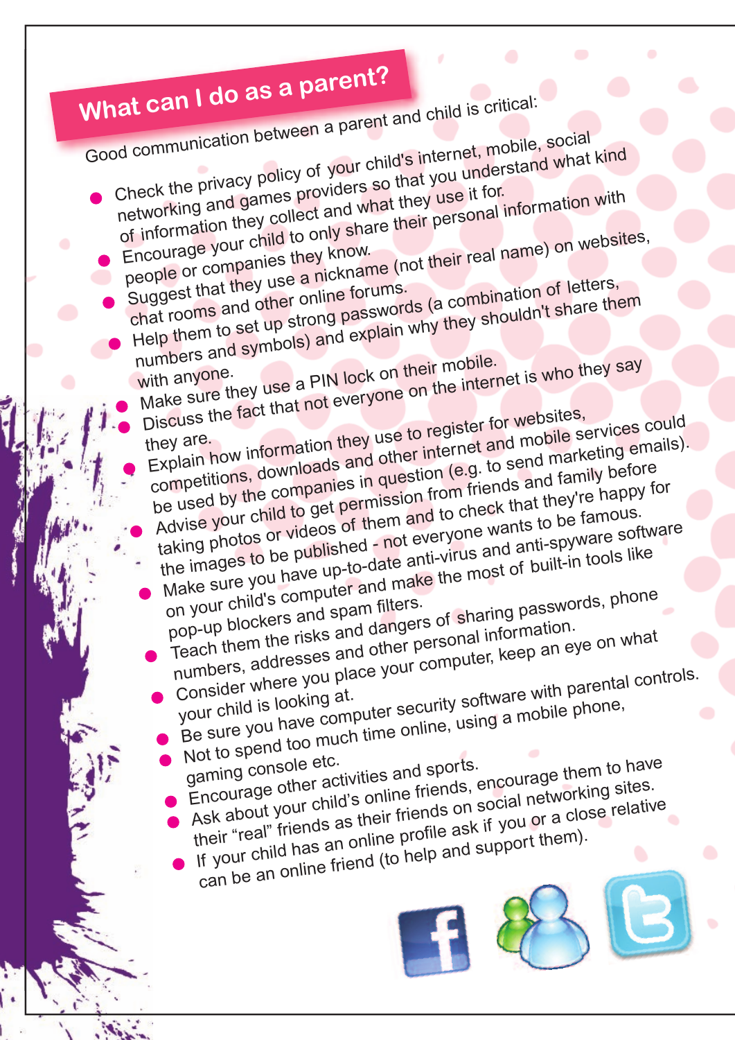## What can I do as a parent?

Good communication between a parent and child is critical:

- Check the privacy policy of your child's internet, mobile, social networking and games providers so that you understand what kind of information they collect and what they use it for.
- Encourage your child to only share their personal information with people or companies they know.
- Suggest that they use a nickname (not their real name) on websites, chat rooms and other online forums.
- Help them to set up strong passwords (a combination of letters, numbers and symbols) and explain why they shouldn't share them with anyone.
- Make sure they use a PIN lock on their mobile.
- Discuss the fact that not everyone on the internet is who they say they are.
- Explain how information they use to register for websites, competitions, downloads and other internet and mobile services could be used by the companies in question (e.g. to send marketing emails).
- Advise your child to get permission from friends and family before taking photos or videos of them and to check that they're happy for the images to be published - not everyone wants to be famous.
- Make sure you have up-to-date anti-virus and anti-spyware software on your child's computer and make the most of built-in tools like pop-up blockers and spam filters.
- Teach them the risks and dangers of sharing passwords, phone numbers, addresses and other personal information.
- Consider where you place your computer, keep an eye on what your child is looking at.
- Be sure you have computer security software with parental controls.
- Not to spend too much time online, using a mobile phone, gaming console etc.
- Encourage other activities and sports.
- Ask about your child's online friends, encourage them to have their "real" friends as their friends on social networking sites.
- If your child has an online profile ask if you or a close relative can be an online friend (to help and support them).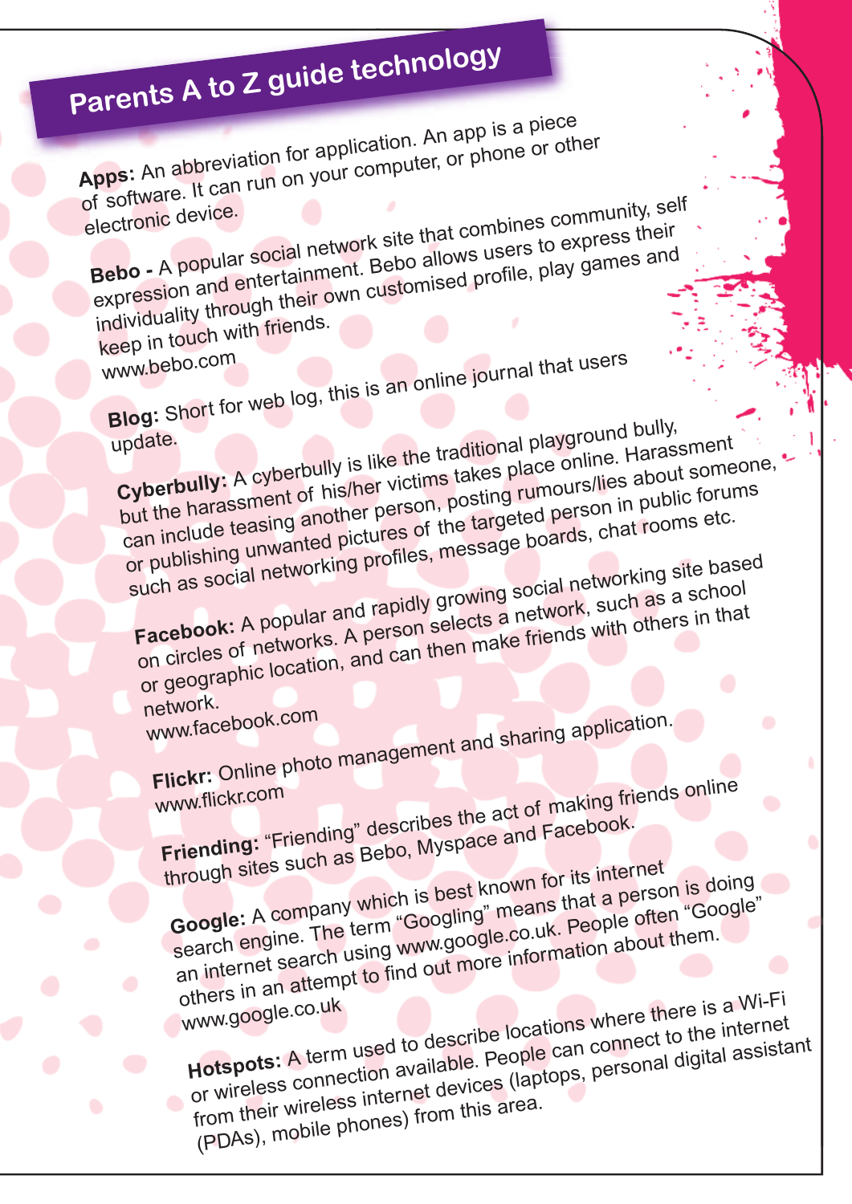# Parents A to Z guide technology

**Apps:** An abbreviation for application. An app is a piece of software. It can run on your computer, or phone or other electronic device.

**Bebo -** A popular social network site that combines community, self expression and entertainment. Bebo allows users to express their individuality through their own customised profile, play games and keep in touch with friends.
www.bebo.com

**Blog:** Short for web log, this is an online journal that users update.

**Cyberbully:** A cyberbully is like the traditional playground bully, but the harassment of his/her victims takes place online. Harassment can include teasing another person, posting rumours/lies about someone, or publishing unwanted pictures of the targeted person in public forums such as social networking profiles, message boards, chat rooms etc.

**Facebook:** A popular and rapidly growing social networking site based on circles of networks. A person selects a network, such as a school or geographic location, and can then make friends with others in that network.
www.facebook.com

**Flickr:** Online photo management and sharing application.
www.flickr.com

**Friending:** "Friending" describes the act of making friends online through sites such as Bebo, Myspace and Facebook.

**Google:** A company which is best known for its internet search engine. The term "Googling" means that a person is doing an internet search using www.google.co.uk. People often "Google" others in an attempt to find out more information about them.
www.google.co.uk

**Hotspots:** A term used to describe locations where there is a Wi-Fi or wireless connection available. People can connect to the internet from their wireless internet devices (laptops, personal digital assistant (PDAs), mobile phones) from this area.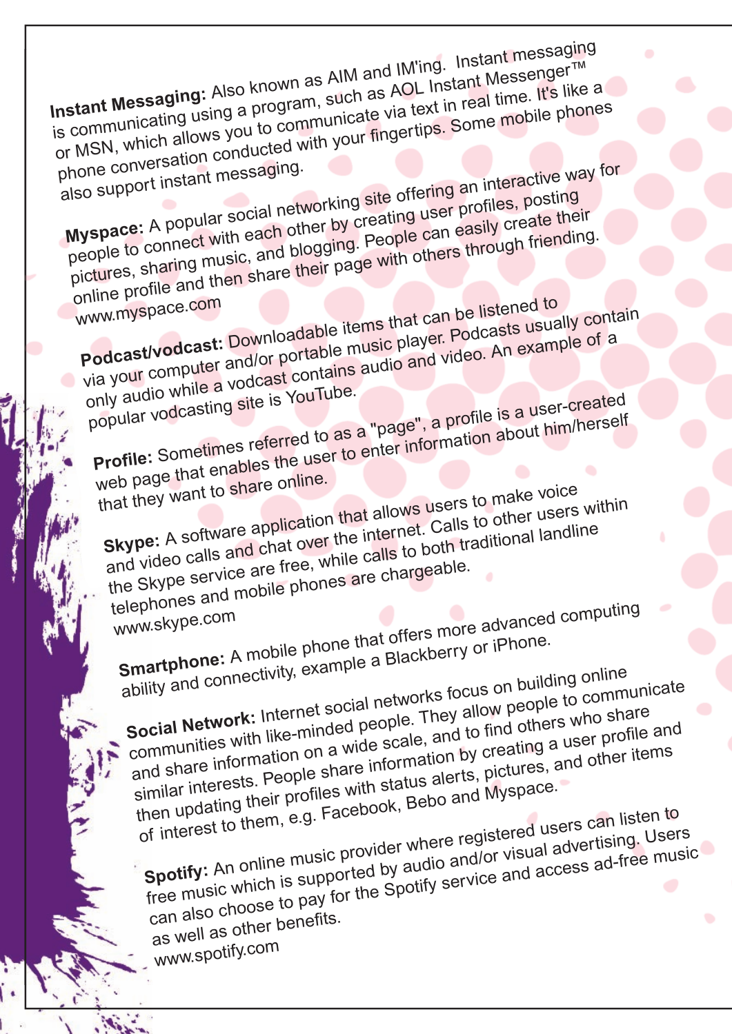**Instant Messaging:** Also known as AIM and IM'ing. Instant messaging is communicating using a program, such as AOL Instant Messenger™ or MSN, which allows you to communicate via text in real time. It's like a phone conversation conducted with your fingertips. Some mobile phones also support instant messaging.

**Myspace:** A popular social networking site offering an interactive way for people to connect with each other by creating user profiles, posting pictures, sharing music, and blogging. People can easily create their online profile and then share their page with others through friending. www.myspace.com

**Podcast/vodcast:** Downloadable items that can be listened to via your computer and/or portable music player. Podcasts usually contain only audio while a vodcast contains audio and video. An example of a popular vodcasting site is YouTube.

**Profile:** Sometimes referred to as a "page", a profile is a user-created web page that enables the user to enter information about him/herself that they want to share online.

**Skype:** A software application that allows users to make voice and video calls and chat over the internet. Calls to other users within the Skype service are free, while calls to both traditional landline telephones and mobile phones are chargeable. www.skype.com

**Smartphone:** A mobile phone that offers more advanced computing ability and connectivity, example a Blackberry or iPhone.

**Social Network:** Internet social networks focus on building online communities with like-minded people. They allow people to communicate and share information on a wide scale, and to find others who share similar interests. People share information by creating a user profile and then updating their profiles with status alerts, pictures, and other items of interest to them, e.g. Facebook, Bebo and Myspace.

**Spotify:** An online music provider where registered users can listen to free music which is supported by audio and/or visual advertising. Users can also choose to pay for the Spotify service and access ad-free music as well as other benefits. www.spotify.com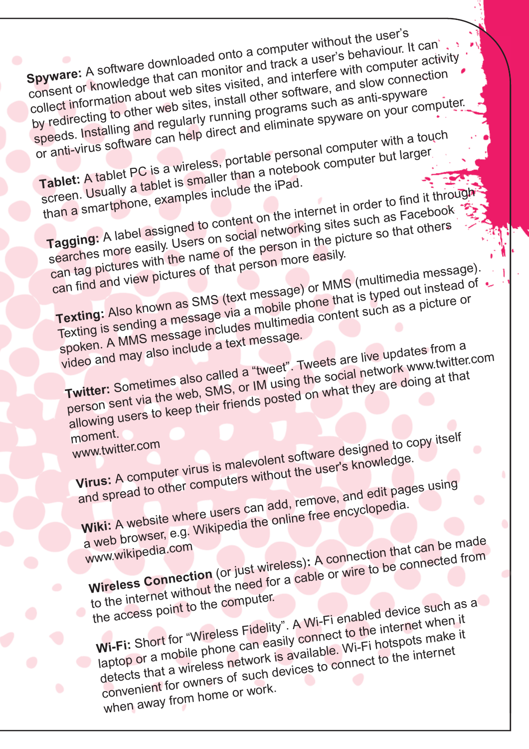**Spyware:** A software downloaded onto a computer without the user's consent or knowledge that can monitor and track a user's behaviour. It can collect information about web sites visited, and interfere with computer activity by redirecting to other web sites, install other software, and slow connection speeds. Installing and regularly running programs such as anti-spyware or anti-virus software can help direct and eliminate spyware on your computer.

**Tablet:** A tablet PC is a wireless, portable personal computer with a touch screen. Usually a tablet is smaller than a notebook computer but larger than a smartphone, examples include the iPad.

**Tagging:** A label assigned to content on the internet in order to find it through searches more easily. Users on social networking sites such as Facebook can tag pictures with the name of the person in the picture so that others can find and view pictures of that person more easily.

**Texting:** Also known as SMS (text message) or MMS (multimedia message). Texting is sending a message via a mobile phone that is typed out instead of spoken. A MMS message includes multimedia content such as a picture or video and may also include a text message.

**Twitter:** Sometimes also called a "tweet". Tweets are live updates from a person sent via the web, SMS, or IM using the social network www.twitter.com allowing users to keep their friends posted on what they are doing at that moment.
www.twitter.com

**Virus:** A computer virus is malevolent software designed to copy itself and spread to other computers without the user's knowledge.

**Wiki:** A website where users can add, remove, and edit pages using a web browser, e.g. Wikipedia the online free encyclopedia.
www.wikipedia.com

**Wireless Connection** (or just wireless)**:** A connection that can be made to the internet without the need for a cable or wire to be connected from the access point to the computer.

**Wi-Fi:** Short for "Wireless Fidelity". A Wi-Fi enabled device such as a laptop or a mobile phone can easily connect to the internet when it detects that a wireless network is available. Wi-Fi hotspots make it convenient for owners of such devices to connect to the internet when away from home or work.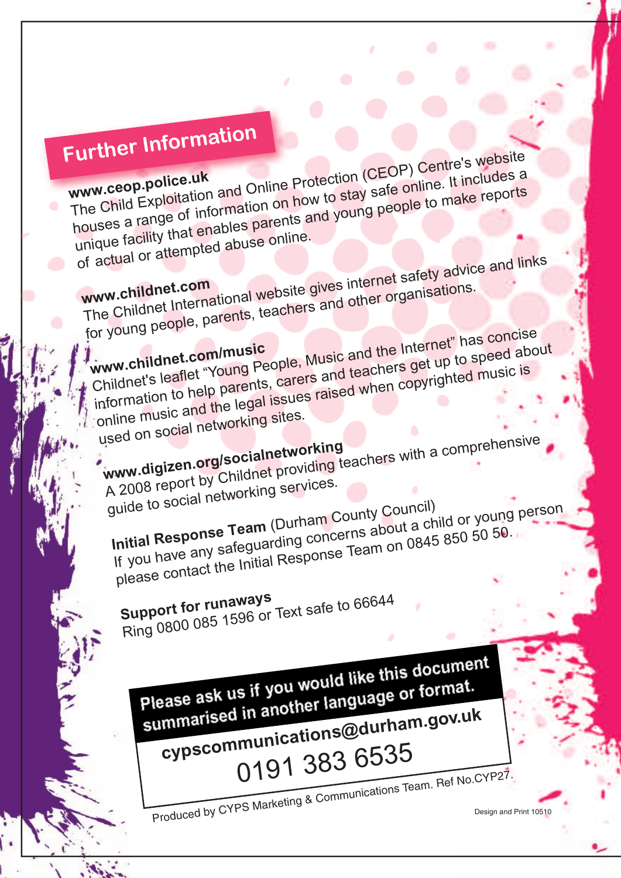## Further Information

**www.ceop.police.uk**
The Child Exploitation and Online Protection (CEOP) Centre's website houses a range of information on how to stay safe online. It includes a unique facility that enables parents and young people to make reports of actual or attempted abuse online.

**www.childnet.com**
The Childnet International website gives internet safety advice and links for young people, parents, teachers and other organisations.

**www.childnet.com/music**
Childnet's leaflet "Young People, Music and the Internet" has concise information to help parents, carers and teachers get up to speed about online music and the legal issues raised when copyrighted music is used on social networking sites.

**www.digizen.org/socialnetworking**
A 2008 report by Childnet providing teachers with a comprehensive guide to social networking services.

**Initial Response Team** (Durham County Council)
If you have any safeguarding concerns about a child or young person please contact the Initial Response Team on 0845 850 50 50.

**Support for runaways**
Ring 0800 085 1596 or Text safe to 66644

**Please ask us if you would like this document summarised in another language or format.**

**cypscommunications@durham.gov.uk**

0191 383 6535

Produced by CYPS Marketing & Communications Team. Ref No.CYP27.

Design and Print 10510